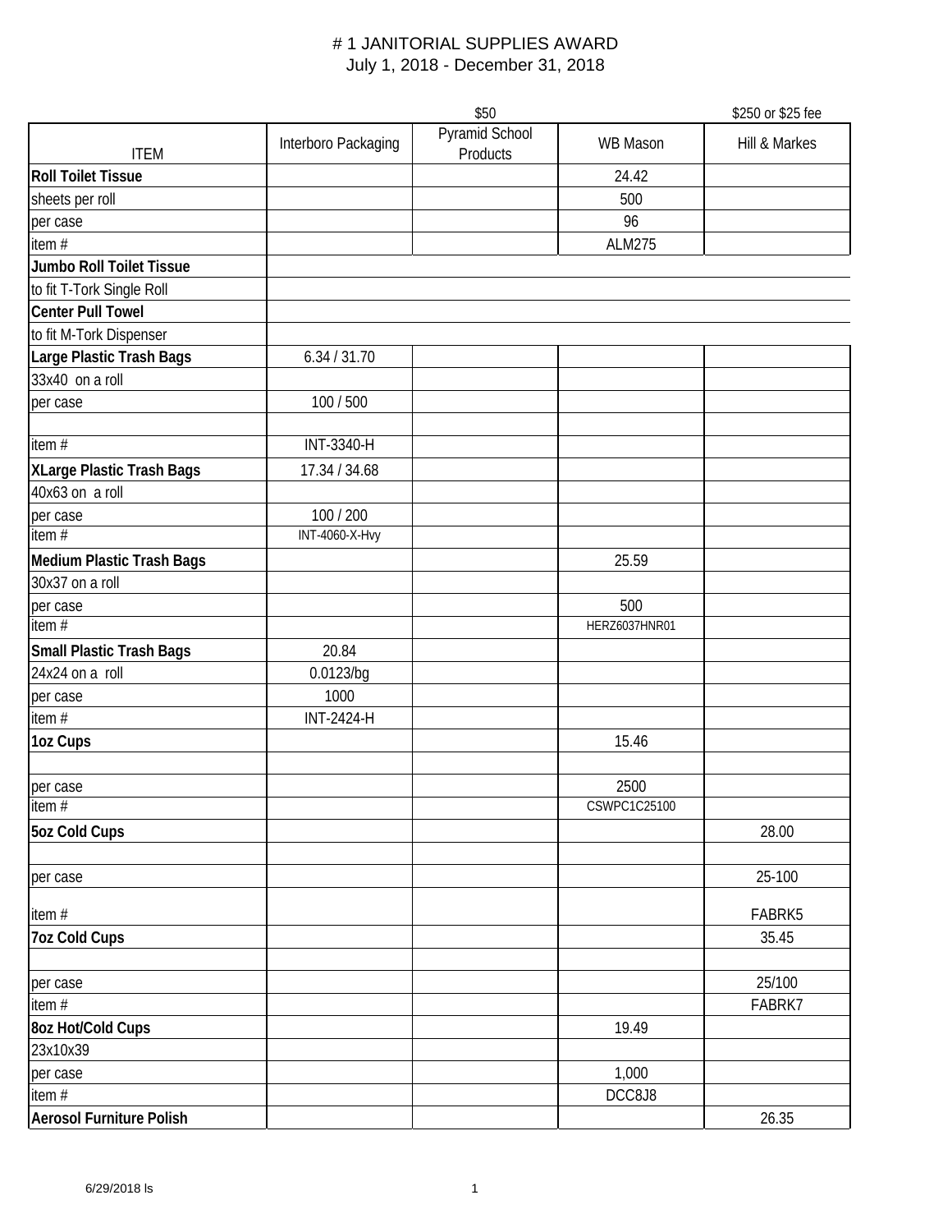# # 1 JANITORIAL SUPPLIES AWARD

July 1, 2018 - December 31, 2018

| ITEM | Interboro Packaging | Pyramid School Products | WB Mason | Hill & Markes |
|---|---|---|---|---|
| | | $50 | | $250 or $25 fee |
| **Roll Toilet Tissue** | | | 24.42 | |
| sheets per roll | | | 500 | |
| per case | | | 96 | |
| item # | | | ALM275 | |
| **Jumbo Roll Toilet Tissue** | | | | |
| to fit T-Tork Single Roll | | | | |
| **Center Pull Towel** | | | | |
| to fit M-Tork Dispenser | | | | |
| **Large Plastic Trash Bags** | 6.34 / 31.70 | | | |
| 33x40 on a roll | | | | |
| per case | 100 / 500 | | | |
| | | | | |
| item # | INT-3340-H | | | |
| **XLarge Plastic Trash Bags** | 17.34 / 34.68 | | | |
| 40x63 on a roll | | | | |
| per case | 100 / 200 | | | |
| item # | INT-4060-X-Hvy | | | |
| **Medium Plastic Trash Bags** | | | 25.59 | |
| 30x37 on a roll | | | | |
| per case | | | 500 | |
| item # | | | HERZ6037HNR01 | |
| **Small Plastic Trash Bags** | 20.84 | | | |
| 24x24 on a roll | 0.0123/bg | | | |
| per case | 1000 | | | |
| item # | INT-2424-H | | | |
| **1oz Cups** | | | 15.46 | |
| | | | | |
| per case | | | 2500 | |
| item # | | | CSWPC1C25100 | |
| **5oz Cold Cups** | | | | 28.00 |
| | | | | |
| per case | | | | 25-100 |
| item # | | | | FABRK5 |
| **7oz Cold Cups** | | | | 35.45 |
| | | | | |
| per case | | | | 25/100 |
| item # | | | | FABRK7 |
| **8oz Hot/Cold Cups** | | | 19.49 | |
| 23x10x39 | | | | |
| per case | | | 1,000 | |
| item # | | | DCC8J8 | |
| **Aerosol Furniture Polish** | | | | 26.35 |

6/29/2018 ls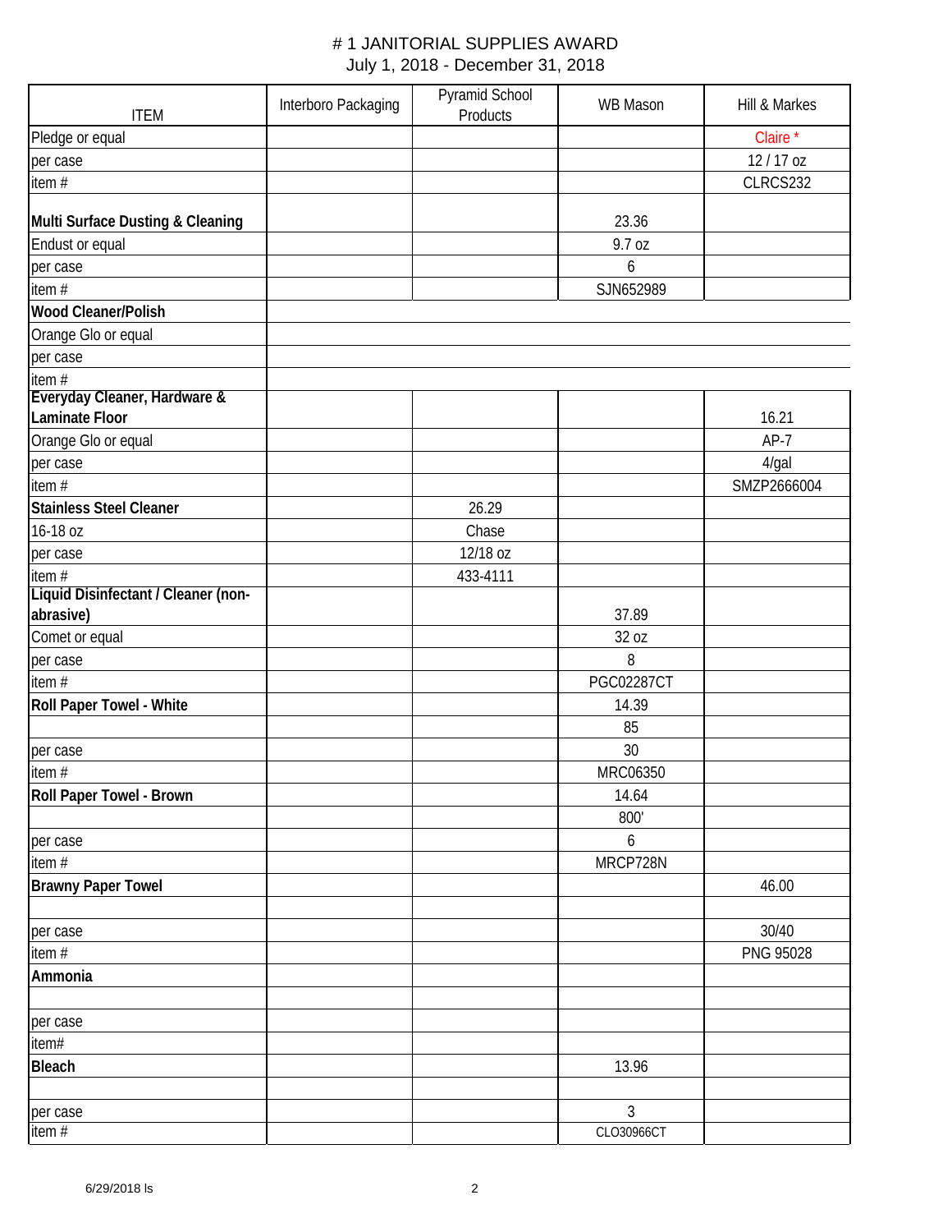# # 1 JANITORIAL SUPPLIES AWARD

July 1, 2018 - December 31, 2018

| ITEM | Interboro Packaging | Pyramid School Products | WB Mason | Hill & Markes |
|---|---|---|---|---|
| Pledge or equal | | | | Claire * |
| per case | | | | 12 / 17 oz |
| item # | | | | CLRCS232 |
| **Multi Surface Dusting & Cleaning** | | | 23.36 | |
| Endust or equal | | | 9.7 oz | |
| per case | | | 6 | |
| item # | | | SJN652989 | |
| **Wood Cleaner/Polish** | | | | |
| Orange Glo or equal | | | | |
| per case | | | | |
| item # | | | | |
| **Everyday Cleaner, Hardware & Laminate Floor** | | | | 16.21 |
| Orange Glo or equal | | | | AP-7 |
| per case | | | | 4/gal |
| item # | | | | SMZP2666004 |
| **Stainless Steel Cleaner** | | 26.29 | | |
| 16-18 oz | | Chase | | |
| per case | | 12/18 oz | | |
| item # | | 433-4111 | | |
| **Liquid Disinfectant / Cleaner (non-abrasive)** | | | 37.89 | |
| Comet or equal | | | 32 oz | |
| per case | | | 8 | |
| item # | | | PGC02287CT | |
| **Roll Paper Towel - White** | | | 14.39 | |
| | | | 85 | |
| per case | | | 30 | |
| item # | | | MRC06350 | |
| **Roll Paper Towel - Brown** | | | 14.64 | |
| | | | 800' | |
| per case | | | 6 | |
| item # | | | MRCP728N | |
| **Brawny Paper Towel** | | | | 46.00 |
| | | | | |
| per case | | | | 30/40 |
| item # | | | | PNG 95028 |
| **Ammonia** | | | | |
| | | | | |
| per case | | | | |
| item# | | | | |
| **Bleach** | | | 13.96 | |
| | | | | |
| per case | | | 3 | |
| item # | | | CLO30966CT | |

6/29/2018 ls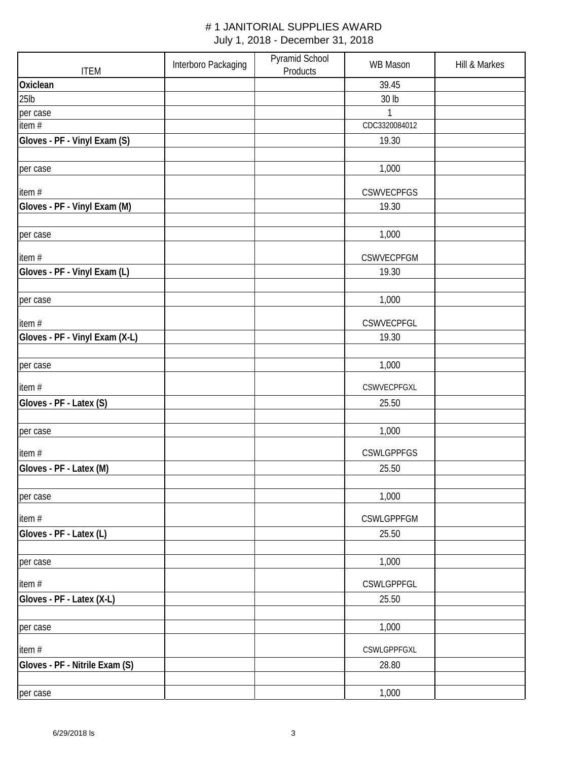# # 1 JANITORIAL SUPPLIES AWARD

July 1, 2018 - December 31, 2018

| ITEM | Interboro Packaging | Pyramid School Products | WB Mason | Hill & Markes |
|---|---|---|---|---|
| **Oxiclean** | | | 39.45 | |
| 25lb | | | 30 lb | |
| per case | | | 1 | |
| item # | | | CDC3320084012 | |
| **Gloves - PF - Vinyl Exam (S)** | | | 19.30 | |
| | | | | |
| per case | | | 1,000 | |
| item # | | | CSWVECPFGS | |
| **Gloves - PF - Vinyl Exam (M)** | | | 19.30 | |
| | | | | |
| per case | | | 1,000 | |
| item # | | | CSWVECPFGM | |
| **Gloves - PF - Vinyl Exam (L)** | | | 19.30 | |
| | | | | |
| per case | | | 1,000 | |
| item # | | | CSWVECPFGL | |
| **Gloves - PF - Vinyl Exam (X-L)** | | | 19.30 | |
| | | | | |
| per case | | | 1,000 | |
| item # | | | CSWVECPFGXL | |
| **Gloves - PF - Latex (S)** | | | 25.50 | |
| | | | | |
| per case | | | 1,000 | |
| item # | | | CSWLGPPFGS | |
| **Gloves - PF - Latex (M)** | | | 25.50 | |
| | | | | |
| per case | | | 1,000 | |
| item # | | | CSWLGPPFGM | |
| **Gloves - PF - Latex (L)** | | | 25.50 | |
| | | | | |
| per case | | | 1,000 | |
| item # | | | CSWLGPPFGL | |
| **Gloves - PF - Latex (X-L)** | | | 25.50 | |
| | | | | |
| per case | | | 1,000 | |
| item # | | | CSWLGPPFGXL | |
| **Gloves - PF - Nitrile Exam (S)** | | | 28.80 | |
| | | | | |
| per case | | | 1,000 | |

6/29/2018 ls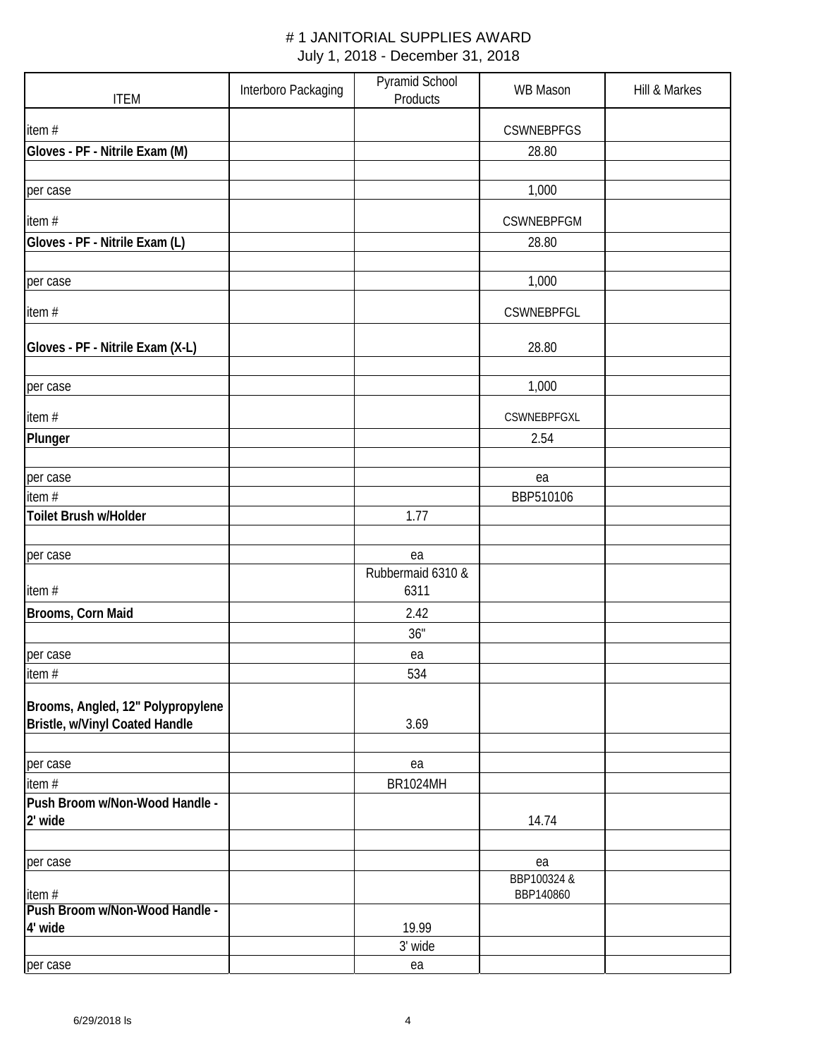# # 1 JANITORIAL SUPPLIES AWARD

July 1, 2018 - December 31, 2018

| ITEM | Interboro Packaging | Pyramid School Products | WB Mason | Hill & Markes |
|---|---|---|---|---|
| item # | | | CSWNEBPFGS | |
| **Gloves - PF - Nitrile Exam (M)** | | | 28.80 | |
| | | | | |
| per case | | | 1,000 | |
| item # | | | CSWNEBPFGM | |
| **Gloves - PF - Nitrile Exam (L)** | | | 28.80 | |
| | | | | |
| per case | | | 1,000 | |
| item # | | | CSWNEBPFGL | |
| **Gloves - PF - Nitrile Exam (X-L)** | | | 28.80 | |
| | | | | |
| per case | | | 1,000 | |
| item # | | | CSWNEBPFGXL | |
| **Plunger** | | | 2.54 | |
| | | | | |
| per case | | | ea | |
| item # | | | BBP510106 | |
| **Toilet Brush w/Holder** | | 1.77 | | |
| | | | | |
| per case | | ea | | |
| item # | | Rubbermaid 6310 & 6311 | | |
| **Brooms, Corn Maid** | | 2.42 | | |
| | | 36" | | |
| per case | | ea | | |
| item # | | 534 | | |
| **Brooms, Angled, 12" Polypropylene Bristle, w/Vinyl Coated Handle** | | 3.69 | | |
| | | | | |
| per case | | ea | | |
| item # | | BR1024MH | | |
| **Push Broom w/Non-Wood Handle - 2' wide** | | | 14.74 | |
| | | | | |
| per case | | | ea | |
| item # | | | BBP100324 & BBP140860 | |
| **Push Broom w/Non-Wood Handle - 4' wide** | | 19.99 | | |
| | | 3' wide | | |
| per case | | ea | | |

6/29/2018 ls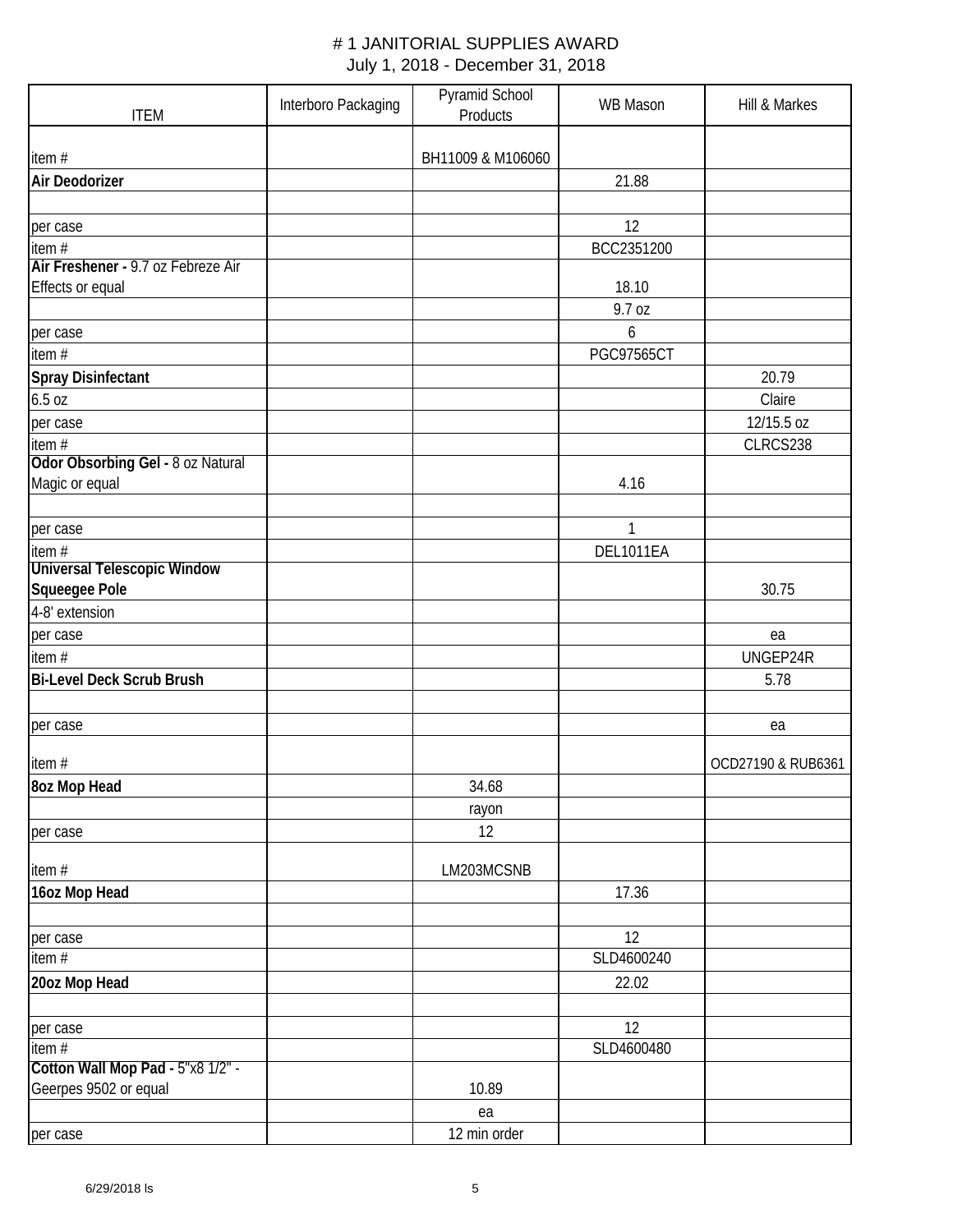# # 1 JANITORIAL SUPPLIES AWARD

July 1, 2018 - December 31, 2018

| ITEM | Interboro Packaging | Pyramid School Products | WB Mason | Hill & Markes |
|---|---|---|---|---|
| item # | | BH11009 & M106060 | | |
| **Air Deodorizer** | | | 21.88 | |
| | | | | |
| per case | | | 12 | |
| item # | | | BCC2351200 | |
| **Air Freshener -** 9.7 oz Febreze Air Effects or equal | | | 18.10 | |
| | | | 9.7 oz | |
| per case | | | 6 | |
| item # | | | PGC97565CT | |
| **Spray Disinfectant** | | | | 20.79 |
| 6.5 oz | | | | Claire |
| per case | | | | 12/15.5 oz |
| item # | | | | CLRCS238 |
| **Odor Obsorbing Gel -** 8 oz Natural Magic or equal | | | 4.16 | |
| | | | | |
| per case | | | 1 | |
| item # | | | DEL1011EA | |
| **Universal Telescopic Window Squeegee Pole** | | | | 30.75 |
| 4-8' extension | | | | |
| per case | | | | ea |
| item # | | | | UNGEP24R |
| **Bi-Level Deck Scrub Brush** | | | | 5.78 |
| | | | | |
| per case | | | | ea |
| item # | | | | OCD27190 & RUB6361 |
| **8oz Mop Head** | | 34.68 | | |
| | | rayon | | |
| per case | | 12 | | |
| item # | | LM203MCSNB | | |
| **16oz Mop Head** | | | 17.36 | |
| | | | | |
| per case | | | 12 | |
| item # | | | SLD4600240 | |
| **20oz Mop Head** | | | 22.02 | |
| | | | | |
| per case | | | 12 | |
| item # | | | SLD4600480 | |
| **Cotton Wall Mop Pad -** 5"x8 1/2" - Geerpes 9502 or equal | | 10.89 | | |
| | | ea | | |
| per case | | 12 min order | | |

6/29/2018 ls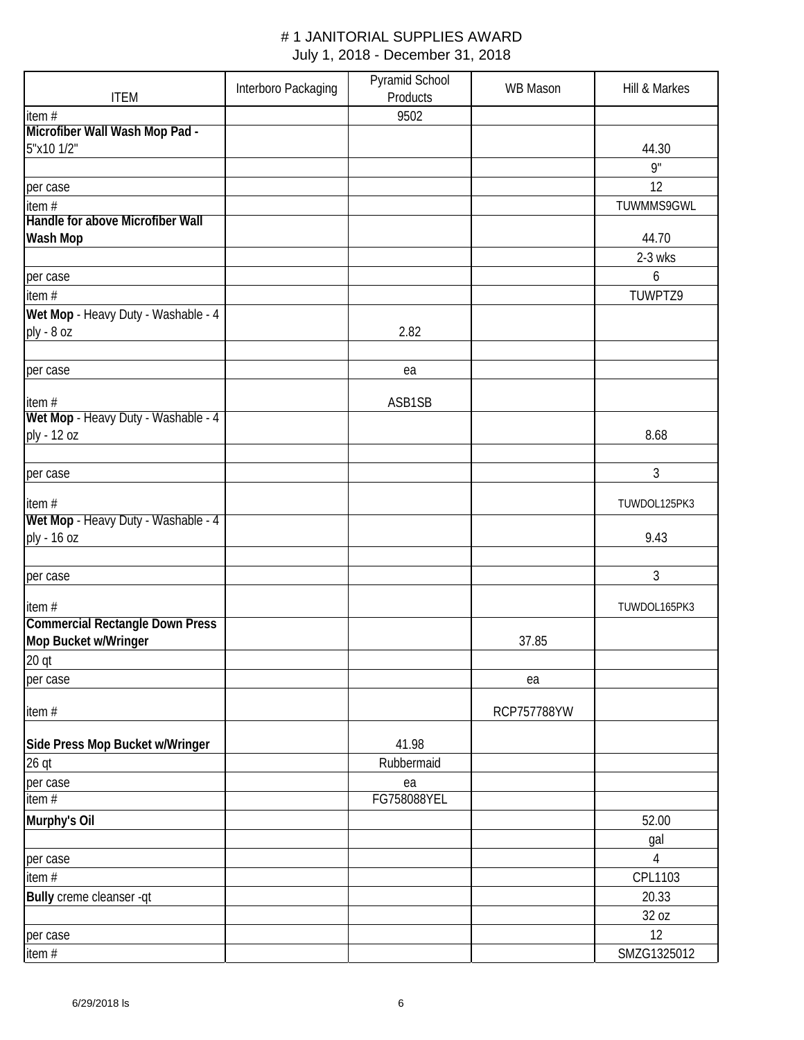# # 1 JANITORIAL SUPPLIES AWARD

July 1, 2018 - December 31, 2018

| ITEM | Interboro Packaging | Pyramid School Products | WB Mason | Hill & Markes |
|---|---|---|---|---|
| item # | | 9502 | | |
| **Microfiber Wall Wash Mop Pad -** 5"x10 1/2" | | | | 44.30 |
| | | | | 9" |
| per case | | | | 12 |
| item # | | | | TUWMMS9GWL |
| **Handle for above Microfiber Wall Wash Mop** | | | | 44.70 |
| | | | | 2-3 wks |
| per case | | | | 6 |
| item # | | | | TUWPTZ9 |
| **Wet Mop** - Heavy Duty - Washable - 4 ply - 8 oz | | 2.82 | | |
| | | | | |
| per case | | ea | | |
| item # | | ASB1SB | | |
| **Wet Mop** - Heavy Duty - Washable - 4 ply - 12 oz | | | | 8.68 |
| | | | | |
| per case | | | | 3 |
| item # | | | | TUWDOL125PK3 |
| **Wet Mop** - Heavy Duty - Washable - 4 ply - 16 oz | | | | 9.43 |
| | | | | |
| per case | | | | 3 |
| item # | | | | TUWDOL165PK3 |
| **Commercial Rectangle Down Press Mop Bucket w/Wringer** | | | 37.85 | |
| 20 qt | | | | |
| per case | | | ea | |
| item # | | | RCP757788YW | |
| **Side Press Mop Bucket w/Wringer** | | 41.98 | | |
| 26 qt | | Rubbermaid | | |
| per case | | ea | | |
| item # | | FG758088YEL | | |
| **Murphy's Oil** | | | | 52.00 |
| | | | | gal |
| per case | | | | 4 |
| item # | | | | CPL1103 |
| **Bully** creme cleanser -qt | | | | 20.33 |
| | | | | 32 oz |
| per case | | | | 12 |
| item # | | | | SMZG1325012 |

6/29/2018 ls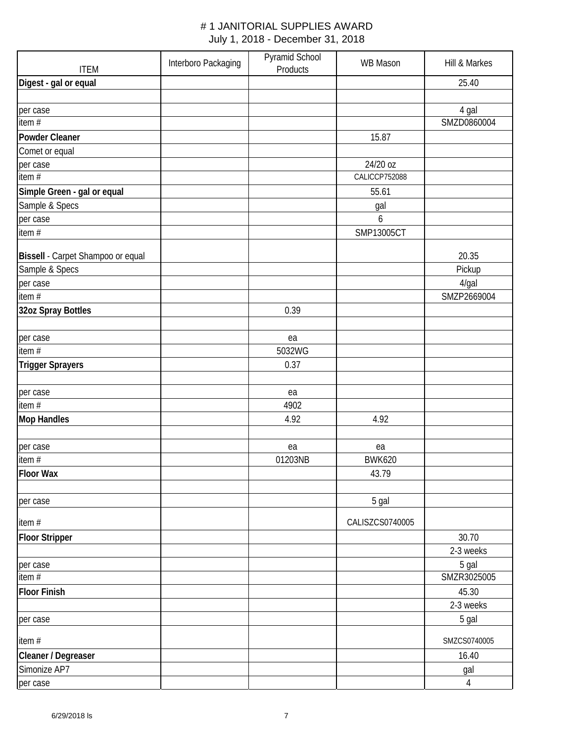# # 1 JANITORIAL SUPPLIES AWARD

July 1, 2018 - December 31, 2018

| ITEM | Interboro Packaging | Pyramid School Products | WB Mason | Hill & Markes |
|---|---|---|---|---|
| **Digest - gal or equal** | | | | 25.40 |
| | | | | |
| per case | | | | 4 gal |
| item # | | | | SMZD0860004 |
| **Powder Cleaner** | | | 15.87 | |
| Comet or equal | | | | |
| per case | | | 24/20 oz | |
| item # | | | CALICCP752088 | |
| **Simple Green - gal or equal** | | | 55.61 | |
| Sample & Specs | | | gal | |
| per case | | | 6 | |
| item # | | | SMP13005CT | |
| **Bissell** - Carpet Shampoo or equal | | | | 20.35 |
| Sample & Specs | | | | Pickup |
| per case | | | | 4/gal |
| item # | | | | SMZP2669004 |
| **32oz Spray Bottles** | | 0.39 | | |
| | | | | |
| per case | | ea | | |
| item # | | 5032WG | | |
| **Trigger Sprayers** | | 0.37 | | |
| | | | | |
| per case | | ea | | |
| item # | | 4902 | | |
| **Mop Handles** | | 4.92 | 4.92 | |
| | | | | |
| per case | | ea | ea | |
| item # | | 01203NB | BWK620 | |
| **Floor Wax** | | | 43.79 | |
| | | | | |
| per case | | | 5 gal | |
| item # | | | CALISZCS0740005 | |
| **Floor Stripper** | | | | 30.70 |
| | | | | 2-3 weeks |
| per case | | | | 5 gal |
| item # | | | | SMZR3025005 |
| **Floor Finish** | | | | 45.30 |
| | | | | 2-3 weeks |
| per case | | | | 5 gal |
| item # | | | | SMZCS0740005 |
| **Cleaner / Degreaser** | | | | 16.40 |
| Simonize AP7 | | | | gal |
| per case | | | | 4 |

6/29/2018 ls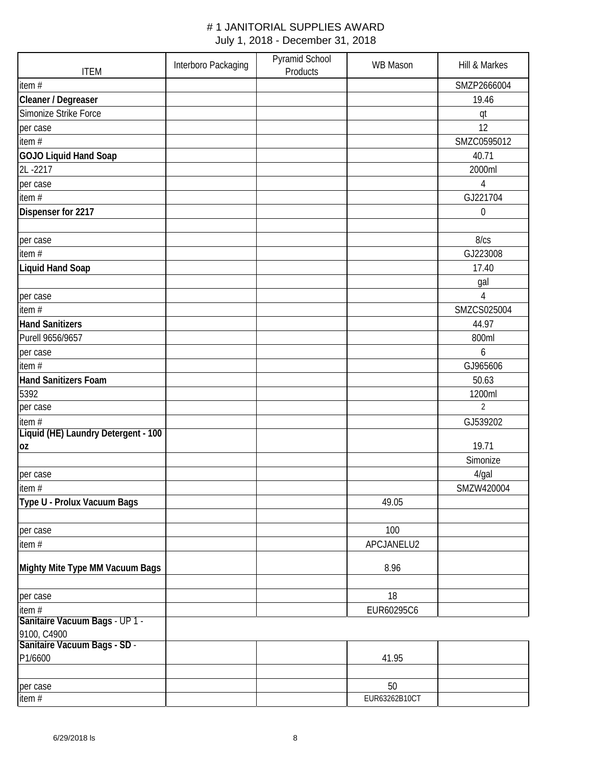# # 1 JANITORIAL SUPPLIES AWARD

July 1, 2018 - December 31, 2018

| ITEM | Interboro Packaging | Pyramid School Products | WB Mason | Hill & Markes |
|---|---|---|---|---|
| item # | | | | SMZP2666004 |
| **Cleaner / Degreaser** | | | | 19.46 |
| Simonize Strike Force | | | | qt |
| per case | | | | 12 |
| item # | | | | SMZC0595012 |
| **GOJO Liquid Hand Soap** | | | | 40.71 |
| 2L -2217 | | | | 2000ml |
| per case | | | | 4 |
| item # | | | | GJ221704 |
| **Dispenser for 2217** | | | | 0 |
| | | | | |
| per case | | | | 8/cs |
| item # | | | | GJ223008 |
| **Liquid Hand Soap** | | | | 17.40 |
| | | | | gal |
| per case | | | | 4 |
| item # | | | | SMZCS025004 |
| **Hand Sanitizers** | | | | 44.97 |
| Purell 9656/9657 | | | | 800ml |
| per case | | | | 6 |
| item # | | | | GJ965606 |
| **Hand Sanitizers Foam** | | | | 50.63 |
| 5392 | | | | 1200ml |
| per case | | | | 2 |
| item # | | | | GJ539202 |
| **Liquid (HE) Laundry Detergent - 100 oz** | | | | 19.71 |
| | | | | Simonize |
| per case | | | | 4/gal |
| item # | | | | SMZW420004 |
| **Type U - Prolux Vacuum Bags** | | | 49.05 | |
| | | | | |
| per case | | | 100 | |
| item # | | | APCJANELU2 | |
| **Mighty Mite Type MM Vacuum Bags** | | | 8.96 | |
| | | | | |
| per case | | | 18 | |
| item # | | | EUR60295C6 | |
| **Sanitaire Vacuum Bags** - UP 1 - 9100, C4900 | | | | |
| **Sanitaire Vacuum Bags - SD** - P1/6600 | | | 41.95 | |
| | | | | |
| per case | | | 50 | |
| item # | | | EUR63262B10CT | |

6/29/2018 ls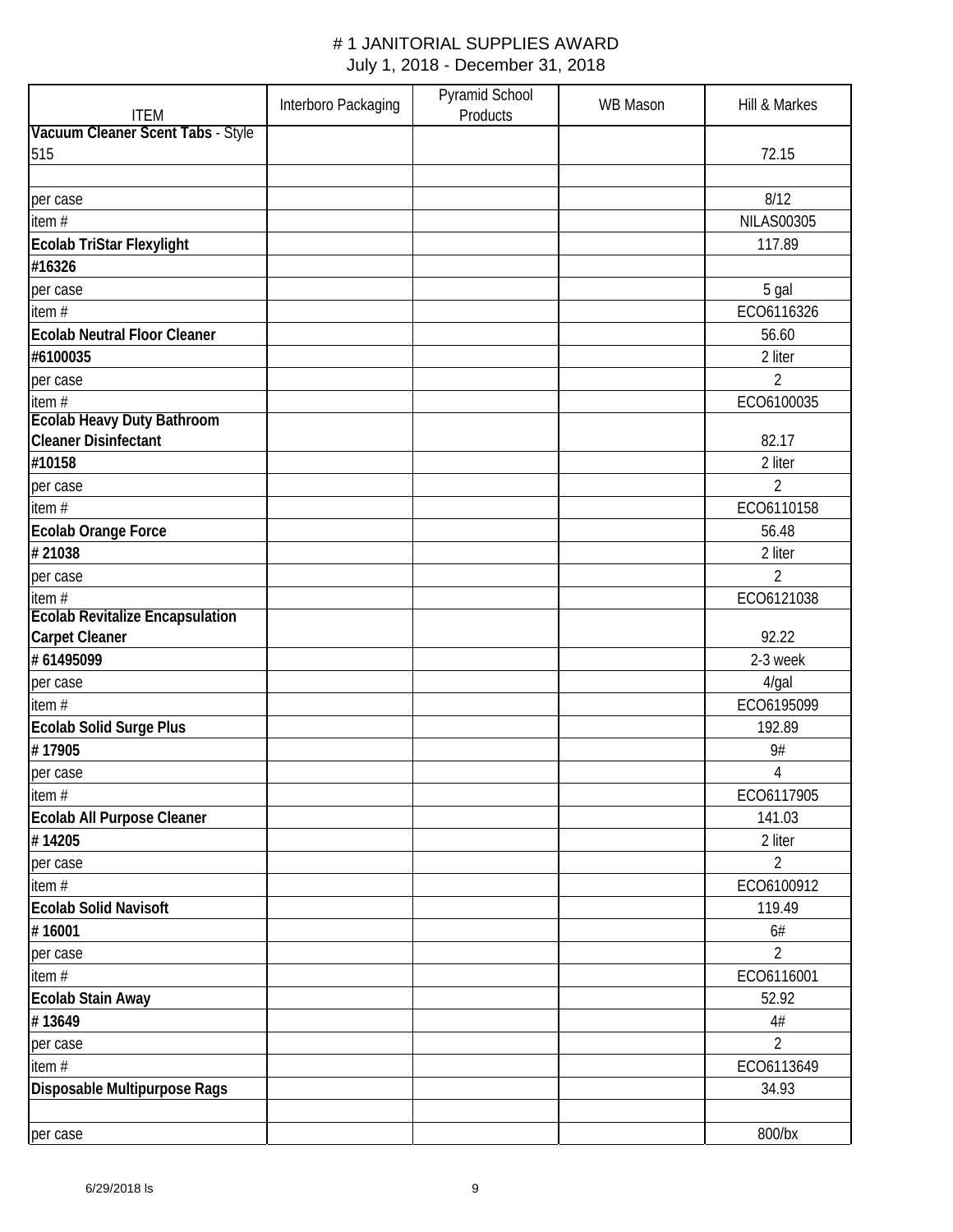# # 1 JANITORIAL SUPPLIES AWARD

July 1, 2018 - December 31, 2018

| ITEM | Interboro Packaging | Pyramid School Products | WB Mason | Hill & Markes |
|---|---|---|---|---|
| **Vacuum Cleaner Scent Tabs** - Style 515 | | | | 72.15 |
| | | | | |
| per case | | | | 8/12 |
| item # | | | | NILAS00305 |
| **Ecolab TriStar Flexylight** | | | | 117.89 |
| **#16326** | | | | |
| per case | | | | 5 gal |
| item # | | | | ECO6116326 |
| **Ecolab Neutral Floor Cleaner** | | | | 56.60 |
| **#6100035** | | | | 2 liter |
| per case | | | | 2 |
| item # | | | | ECO6100035 |
| **Ecolab Heavy Duty Bathroom Cleaner Disinfectant** | | | | 82.17 |
| **#10158** | | | | 2 liter |
| per case | | | | 2 |
| item # | | | | ECO6110158 |
| **Ecolab Orange Force** | | | | 56.48 |
| **# 21038** | | | | 2 liter |
| per case | | | | 2 |
| item # | | | | ECO6121038 |
| **Ecolab Revitalize Encapsulation Carpet Cleaner** | | | | 92.22 |
| **# 61495099** | | | | 2-3 week |
| per case | | | | 4/gal |
| item # | | | | ECO6195099 |
| **Ecolab Solid Surge Plus** | | | | 192.89 |
| **# 17905** | | | | 9# |
| per case | | | | 4 |
| item # | | | | ECO6117905 |
| **Ecolab All Purpose Cleaner** | | | | 141.03 |
| **# 14205** | | | | 2 liter |
| per case | | | | 2 |
| item # | | | | ECO6100912 |
| **Ecolab Solid Navisoft** | | | | 119.49 |
| **# 16001** | | | | 6# |
| per case | | | | 2 |
| item # | | | | ECO6116001 |
| **Ecolab Stain Away** | | | | 52.92 |
| **# 13649** | | | | 4# |
| per case | | | | 2 |
| item # | | | | ECO6113649 |
| **Disposable Multipurpose Rags** | | | | 34.93 |
| | | | | |
| per case | | | | 800/bx |

6/29/2018 ls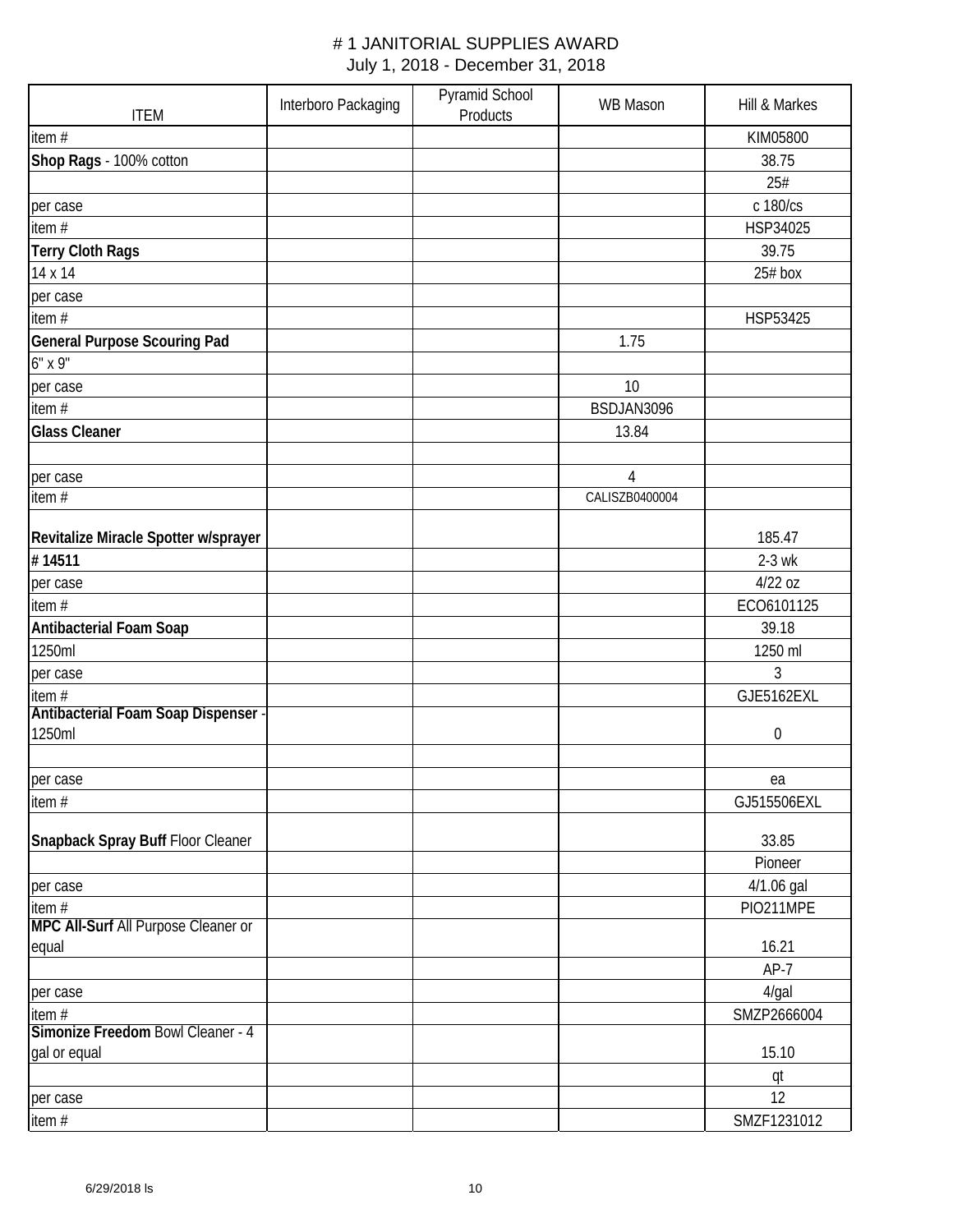# # 1 JANITORIAL SUPPLIES AWARD

July 1, 2018 - December 31, 2018

| ITEM | Interboro Packaging | Pyramid School Products | WB Mason | Hill & Markes |
|---|---|---|---|---|
| item # | | | | KIM05800 |
| **Shop Rags** - 100% cotton | | | | 38.75 |
| | | | | 25# |
| per case | | | | c 180/cs |
| item # | | | | HSP34025 |
| **Terry Cloth Rags** | | | | 39.75 |
| 14 x 14 | | | | 25# box |
| per case | | | | |
| item # | | | | HSP53425 |
| **General Purpose Scouring Pad** | | | 1.75 | |
| 6" x 9" | | | | |
| per case | | | 10 | |
| item # | | | BSDJAN3096 | |
| **Glass Cleaner** | | | 13.84 | |
| | | | | |
| per case | | | 4 | |
| item # | | | CALISZB0400004 | |
| **Revitalize Miracle Spotter w/sprayer** | | | | 185.47 |
| **# 14511** | | | | 2-3 wk |
| per case | | | | 4/22 oz |
| item # | | | | ECO6101125 |
| **Antibacterial Foam Soap** | | | | 39.18 |
| 1250ml | | | | 1250 ml |
| per case | | | | 3 |
| item # | | | | GJE5162EXL |
| **Antibacterial Foam Soap Dispenser** - 1250ml | | | | 0 |
| | | | | |
| per case | | | | ea |
| item # | | | | GJ515506EXL |
| **Snapback Spray Buff** Floor Cleaner | | | | 33.85 |
| | | | | Pioneer |
| per case | | | | 4/1.06 gal |
| item # | | | | PIO211MPE |
| **MPC All-Surf** All Purpose Cleaner or equal | | | | 16.21 |
| | | | | AP-7 |
| per case | | | | 4/gal |
| item # | | | | SMZP2666004 |
| **Simonize Freedom** Bowl Cleaner - 4 gal or equal | | | | 15.10 |
| | | | | qt |
| per case | | | | 12 |
| item # | | | | SMZF1231012 |

6/29/2018 ls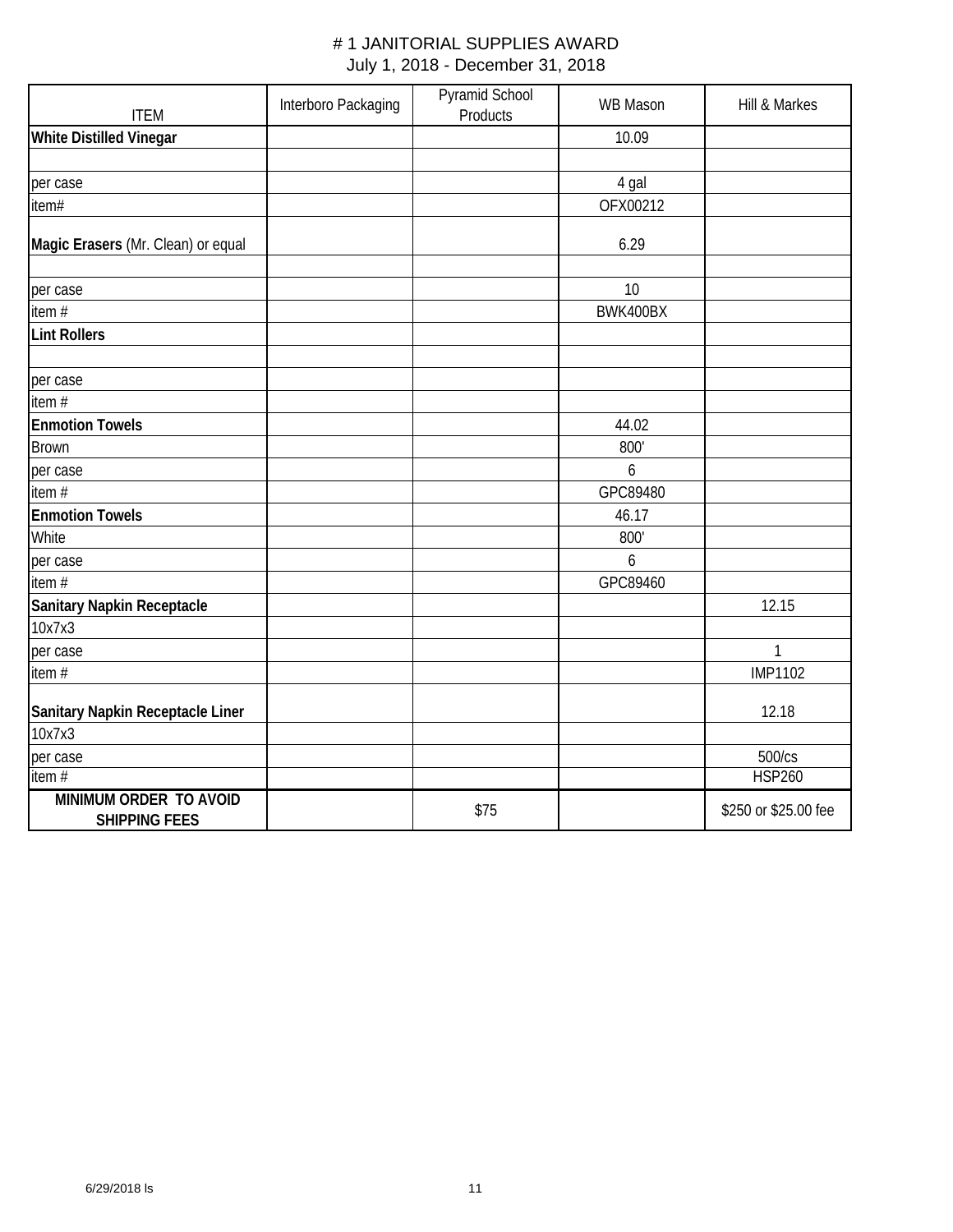# # 1 JANITORIAL SUPPLIES AWARD

July 1, 2018 - December 31, 2018

| ITEM | Interboro Packaging | Pyramid School Products | WB Mason | Hill & Markes |
|---|---|---|---|---|
| **White Distilled Vinegar** | | | 10.09 | |
| | | | | |
| per case | | | 4 gal | |
| item# | | | OFX00212 | |
| **Magic Erasers** (Mr. Clean) or equal | | | 6.29 | |
| | | | | |
| per case | | | 10 | |
| item # | | | BWK400BX | |
| **Lint Rollers** | | | | |
| | | | | |
| per case | | | | |
| item # | | | | |
| **Enmotion Towels** | | | 44.02 | |
| Brown | | | 800' | |
| per case | | | 6 | |
| item # | | | GPC89480 | |
| **Enmotion Towels** | | | 46.17 | |
| White | | | 800' | |
| per case | | | 6 | |
| item # | | | GPC89460 | |
| **Sanitary Napkin Receptacle** | | | | 12.15 |
| 10x7x3 | | | | |
| per case | | | | 1 |
| item # | | | | IMP1102 |
| **Sanitary Napkin Receptacle Liner** | | | | 12.18 |
| 10x7x3 | | | | |
| per case | | | | 500/cs |
| item # | | | | HSP260 |
| **MINIMUM ORDER TO AVOID SHIPPING FEES** | | $75 | | $250 or $25.00 fee |

6/29/2018 ls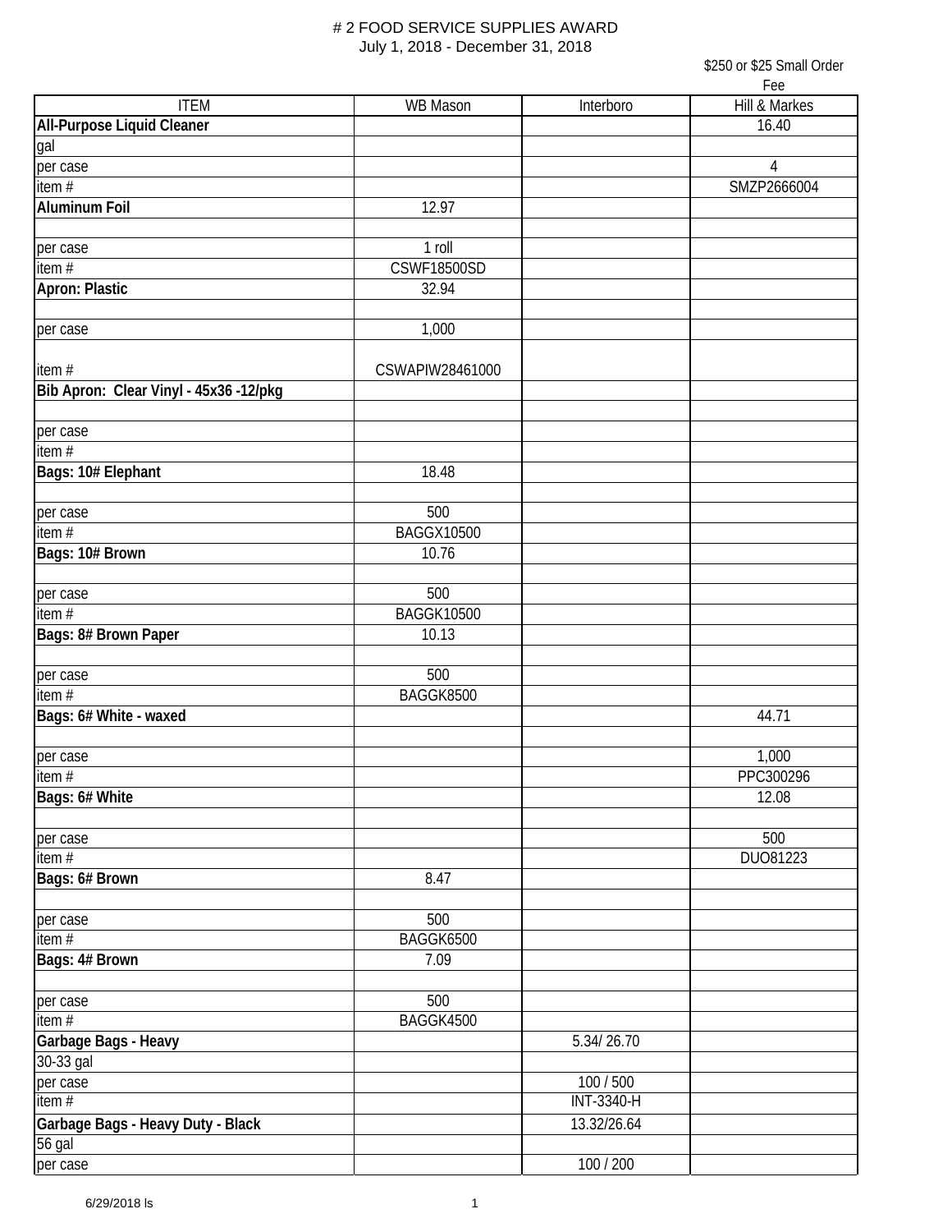# # 2 FOOD SERVICE SUPPLIES AWARD

July 1, 2018 - December 31, 2018

| ITEM | WB Mason | Interboro | $250 or $25 Small Order Fee<br>Hill & Markes |
|---|---|---|---|
| **All-Purpose Liquid Cleaner** | | | 16.40 |
| gal | | | |
| per case | | | 4 |
| item # | | | SMZP2666004 |
| **Aluminum Foil** | 12.97 | | |
| | | | |
| per case | 1 roll | | |
| item # | CSWF18500SD | | |
| **Apron: Plastic** | 32.94 | | |
| | | | |
| per case | 1,000 | | |
| item # | CSWAPIW28461000 | | |
| **Bib Apron: Clear Vinyl - 45x36 -12/pkg** | | | |
| | | | |
| per case | | | |
| item # | | | |
| **Bags: 10# Elephant** | 18.48 | | |
| | | | |
| per case | 500 | | |
| item # | BAGGX10500 | | |
| **Bags: 10# Brown** | 10.76 | | |
| | | | |
| per case | 500 | | |
| item # | BAGGK10500 | | |
| **Bags: 8# Brown Paper** | 10.13 | | |
| | | | |
| per case | 500 | | |
| item # | BAGGK8500 | | |
| **Bags: 6# White - waxed** | | | 44.71 |
| | | | |
| per case | | | 1,000 |
| item # | | | PPC300296 |
| **Bags: 6# White** | | | 12.08 |
| | | | |
| per case | | | 500 |
| item # | | | DUO81223 |
| **Bags: 6# Brown** | 8.47 | | |
| | | | |
| per case | 500 | | |
| item # | BAGGK6500 | | |
| **Bags: 4# Brown** | 7.09 | | |
| | | | |
| per case | 500 | | |
| item # | BAGGK4500 | | |
| **Garbage Bags - Heavy** | | 5.34/ 26.70 | |
| 30-33 gal | | | |
| per case | | 100 / 500 | |
| item # | | INT-3340-H | |
| **Garbage Bags - Heavy Duty - Black** | | 13.32/26.64 | |
| 56 gal | | | |
| per case | | 100 / 200 | |

6/29/2018 ls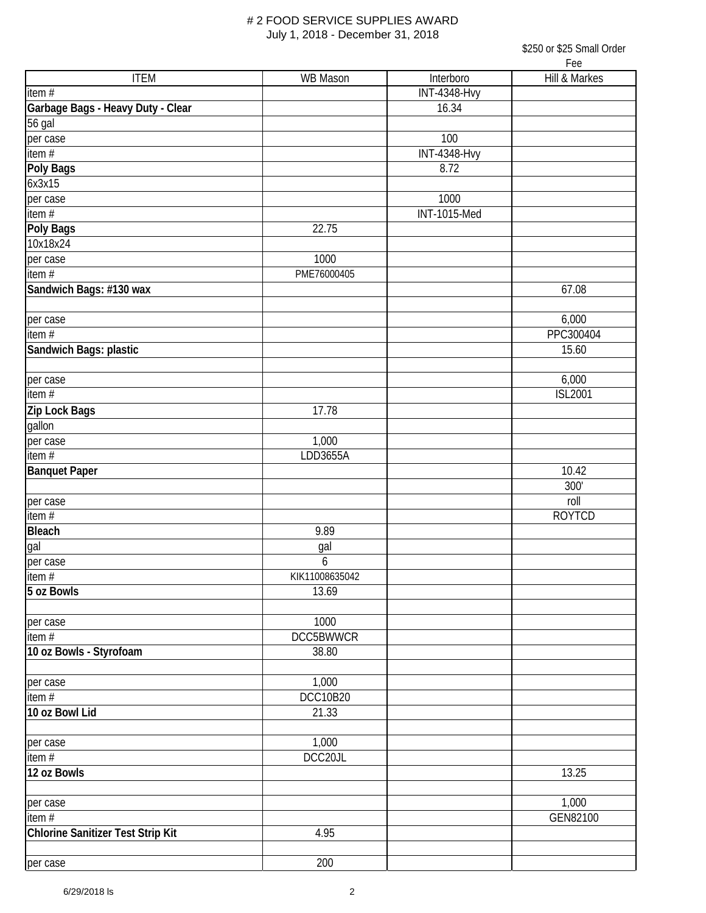# 2 FOOD SERVICE SUPPLIES AWARD

July 1, 2018 - December 31, 2018

| ITEM | WB Mason | Interboro | Hill & Markes<br>$250 or $25 Small Order Fee |
|---|---|---|---|
| item # | | INT-4348-Hvy | |
| **Garbage Bags - Heavy Duty - Clear** | | 16.34 | |
| 56 gal | | | |
| per case | | 100 | |
| item # | | INT-4348-Hvy | |
| **Poly Bags** | | 8.72 | |
| 6x3x15 | | | |
| per case | | 1000 | |
| item # | | INT-1015-Med | |
| **Poly Bags** | 22.75 | | |
| 10x18x24 | | | |
| per case | 1000 | | |
| item # | PME76000405 | | |
| **Sandwich Bags: #130 wax** | | | 67.08 |
| | | | |
| per case | | | 6,000 |
| item # | | | PPC300404 |
| **Sandwich Bags: plastic** | | | 15.60 |
| | | | |
| per case | | | 6,000 |
| item # | | | ISL2001 |
| **Zip Lock Bags** | 17.78 | | |
| gallon | | | |
| per case | 1,000 | | |
| item # | LDD3655A | | |
| **Banquet Paper** | | | 10.42 |
| | | | 300' |
| per case | | | roll |
| item # | | | ROYTCD |
| **Bleach** | 9.89 | | |
| gal | gal | | |
| per case | 6 | | |
| item # | KIK11008635042 | | |
| **5 oz Bowls** | 13.69 | | |
| | | | |
| per case | 1000 | | |
| item # | DCC5BWWCR | | |
| **10 oz Bowls - Styrofoam** | 38.80 | | |
| | | | |
| per case | 1,000 | | |
| item # | DCC10B20 | | |
| **10 oz Bowl Lid** | 21.33 | | |
| | | | |
| per case | 1,000 | | |
| item # | DCC20JL | | |
| **12 oz Bowls** | | | 13.25 |
| | | | |
| per case | | | 1,000 |
| item # | | | GEN82100 |
| **Chlorine Sanitizer Test Strip Kit** | 4.95 | | |
| | | | |
| per case | 200 | | |

6/29/2018 ls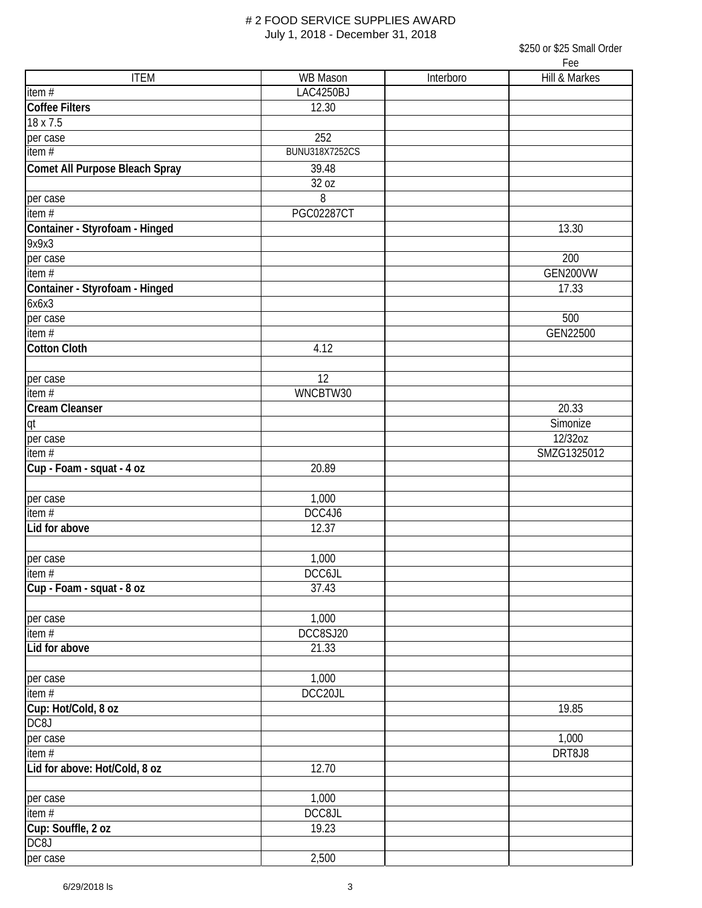# 2 FOOD SERVICE SUPPLIES AWARD

July 1, 2018 - December 31, 2018

| ITEM | WB Mason | Interboro | Hill & Markes<br>$250 or $25 Small Order Fee |
|---|---|---|---|
| item # | LAC4250BJ | | |
| **Coffee Filters** | 12.30 | | |
| 18 x 7.5 | | | |
| per case | 252 | | |
| item # | BUNU318X7252CS | | |
| **Comet All Purpose Bleach Spray** | 39.48 | | |
| | 32 oz | | |
| per case | 8 | | |
| item # | PGC02287CT | | |
| **Container - Styrofoam - Hinged** | | | 13.30 |
| 9x9x3 | | | |
| per case | | | 200 |
| item # | | | GEN200VW |
| **Container - Styrofoam - Hinged** | | | 17.33 |
| 6x6x3 | | | |
| per case | | | 500 |
| item # | | | GEN22500 |
| **Cotton Cloth** | 4.12 | | |
| | | | |
| per case | 12 | | |
| item # | WNCBTW30 | | |
| **Cream Cleanser** | | | 20.33 |
| qt | | | Simonize |
| per case | | | 12/32oz |
| item # | | | SMZG1325012 |
| **Cup - Foam - squat - 4 oz** | 20.89 | | |
| | | | |
| per case | 1,000 | | |
| item # | DCC4J6 | | |
| **Lid for above** | 12.37 | | |
| | | | |
| per case | 1,000 | | |
| item # | DCC6JL | | |
| **Cup - Foam - squat - 8 oz** | 37.43 | | |
| | | | |
| per case | 1,000 | | |
| item # | DCC8SJ20 | | |
| **Lid for above** | 21.33 | | |
| | | | |
| per case | 1,000 | | |
| item # | DCC20JL | | |
| **Cup: Hot/Cold, 8 oz** | | | 19.85 |
| DC8J | | | |
| per case | | | 1,000 |
| item # | | | DRT8J8 |
| **Lid for above: Hot/Cold, 8 oz** | 12.70 | | |
| | | | |
| per case | 1,000 | | |
| item # | DCC8JL | | |
| **Cup: Souffle, 2 oz** | 19.23 | | |
| DC8J | | | |
| per case | 2,500 | | |

6/29/2018 ls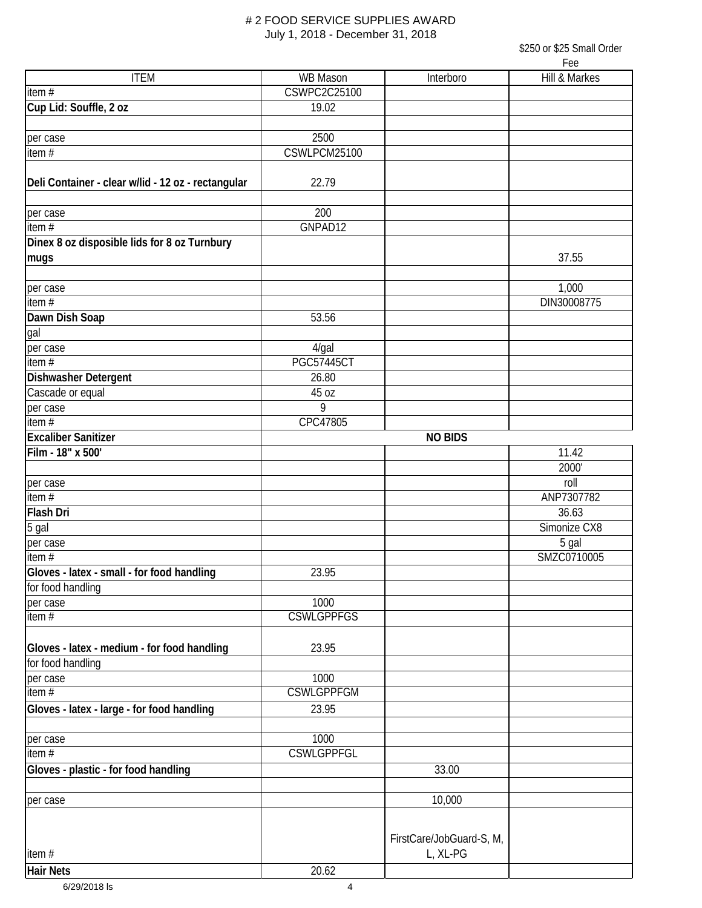# # 2 FOOD SERVICE SUPPLIES AWARD

July 1, 2018 - December 31, 2018

| ITEM | WB Mason | Interboro | $250 or $25 Small Order Fee<br>Hill & Markes |
|---|---|---|---|
| item # | CSWPC2C25100 | | |
| **Cup Lid: Souffle, 2 oz** | 19.02 | | |
| | | | |
| per case | 2500 | | |
| item # | CSWLPCM25100 | | |
| **Deli Container - clear w/lid - 12 oz - rectangular** | 22.79 | | |
| | | | |
| per case | 200 | | |
| item # | GNPAD12 | | |
| **Dinex 8 oz disposible lids for 8 oz Turnbury mugs** | | | 37.55 |
| | | | |
| per case | | | 1,000 |
| item # | | | DIN30008775 |
| **Dawn Dish Soap** | 53.56 | | |
| gal | | | |
| per case | 4/gal | | |
| item # | PGC57445CT | | |
| **Dishwasher Detergent** | 26.80 | | |
| Cascade or equal | 45 oz | | |
| per case | 9 | | |
| item # | CPC47805 | | |
| **Excaliber Sanitizer** | | **NO BIDS** | |
| **Film - 18" x 500'** | | | 11.42 |
| | | | 2000' |
| per case | | | roll |
| item # | | | ANP7307782 |
| **Flash Dri** | | | 36.63 |
| 5 gal | | | Simonize CX8 |
| per case | | | 5 gal |
| item # | | | SMZC0710005 |
| **Gloves - latex - small - for food handling** | 23.95 | | |
| for food handling | | | |
| per case | 1000 | | |
| item # | CSWLGPPFGS | | |
| **Gloves - latex - medium - for food handling** | 23.95 | | |
| for food handling | | | |
| per case | 1000 | | |
| item # | CSWLGPPFGM | | |
| **Gloves - latex - large - for food handling** | 23.95 | | |
| | | | |
| per case | 1000 | | |
| item # | CSWLGPPFGL | | |
| **Gloves - plastic - for food handling** | | 33.00 | |
| | | | |
| per case | | 10,000 | |
| item # | | FirstCare/JobGuard-S, M, L, XL-PG | |
| **Hair Nets** | 20.62 | | |

6/29/2018 ls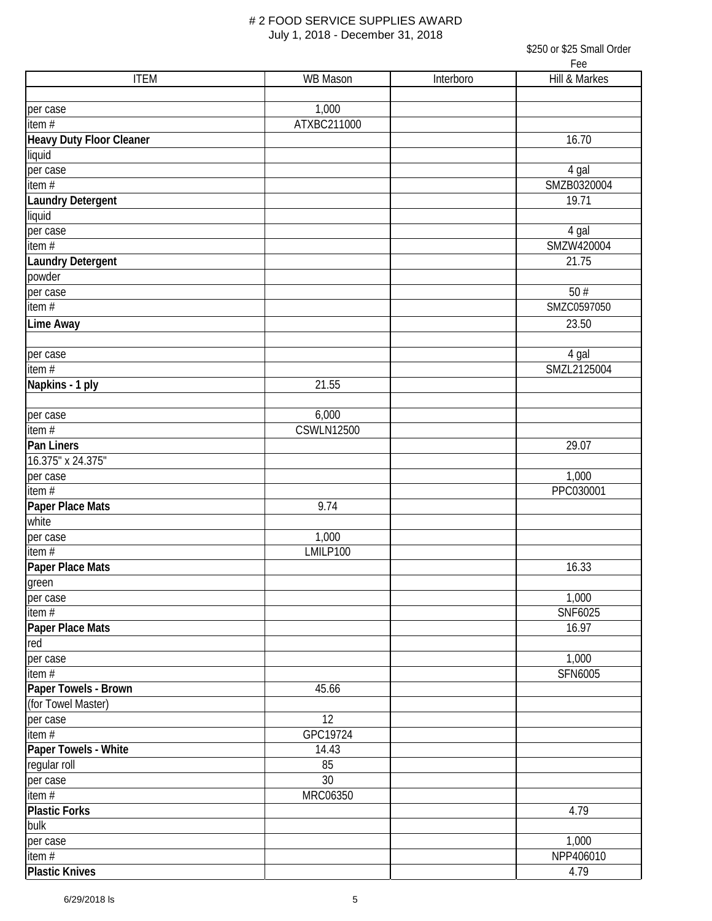# # 2 FOOD SERVICE SUPPLIES AWARD

July 1, 2018 - December 31, 2018

| ITEM | WB Mason | Interboro | Hill & Markes<br>$250 or $25 Small Order Fee |
|---|---|---|---|
| | | | |
| per case | 1,000 | | |
| item # | ATXBC211000 | | |
| **Heavy Duty Floor Cleaner** | | | 16.70 |
| liquid | | | |
| per case | | | 4 gal |
| item # | | | SMZB0320004 |
| **Laundry Detergent** | | | 19.71 |
| liquid | | | |
| per case | | | 4 gal |
| item # | | | SMZW420004 |
| **Laundry Detergent** | | | 21.75 |
| powder | | | |
| per case | | | 50 # |
| item # | | | SMZC0597050 |
| **Lime Away** | | | 23.50 |
| | | | |
| per case | | | 4 gal |
| item # | | | SMZL2125004 |
| **Napkins - 1 ply** | 21.55 | | |
| | | | |
| per case | 6,000 | | |
| item # | CSWLN12500 | | |
| **Pan Liners** | | | 29.07 |
| 16.375" x 24.375" | | | |
| per case | | | 1,000 |
| item # | | | PPC030001 |
| **Paper Place Mats** | 9.74 | | |
| white | | | |
| per case | 1,000 | | |
| item # | LMILP100 | | |
| **Paper Place Mats** | | | 16.33 |
| green | | | |
| per case | | | 1,000 |
| item # | | | SNF6025 |
| **Paper Place Mats** | | | 16.97 |
| red | | | |
| per case | | | 1,000 |
| item # | | | SFN6005 |
| **Paper Towels - Brown** | 45.66 | | |
| (for Towel Master) | | | |
| per case | 12 | | |
| item # | GPC19724 | | |
| **Paper Towels - White** | 14.43 | | |
| regular roll | 85 | | |
| per case | 30 | | |
| item # | MRC06350 | | |
| **Plastic Forks** | | | 4.79 |
| bulk | | | |
| per case | | | 1,000 |
| item # | | | NPP406010 |
| **Plastic Knives** | | | 4.79 |

6/29/2018 ls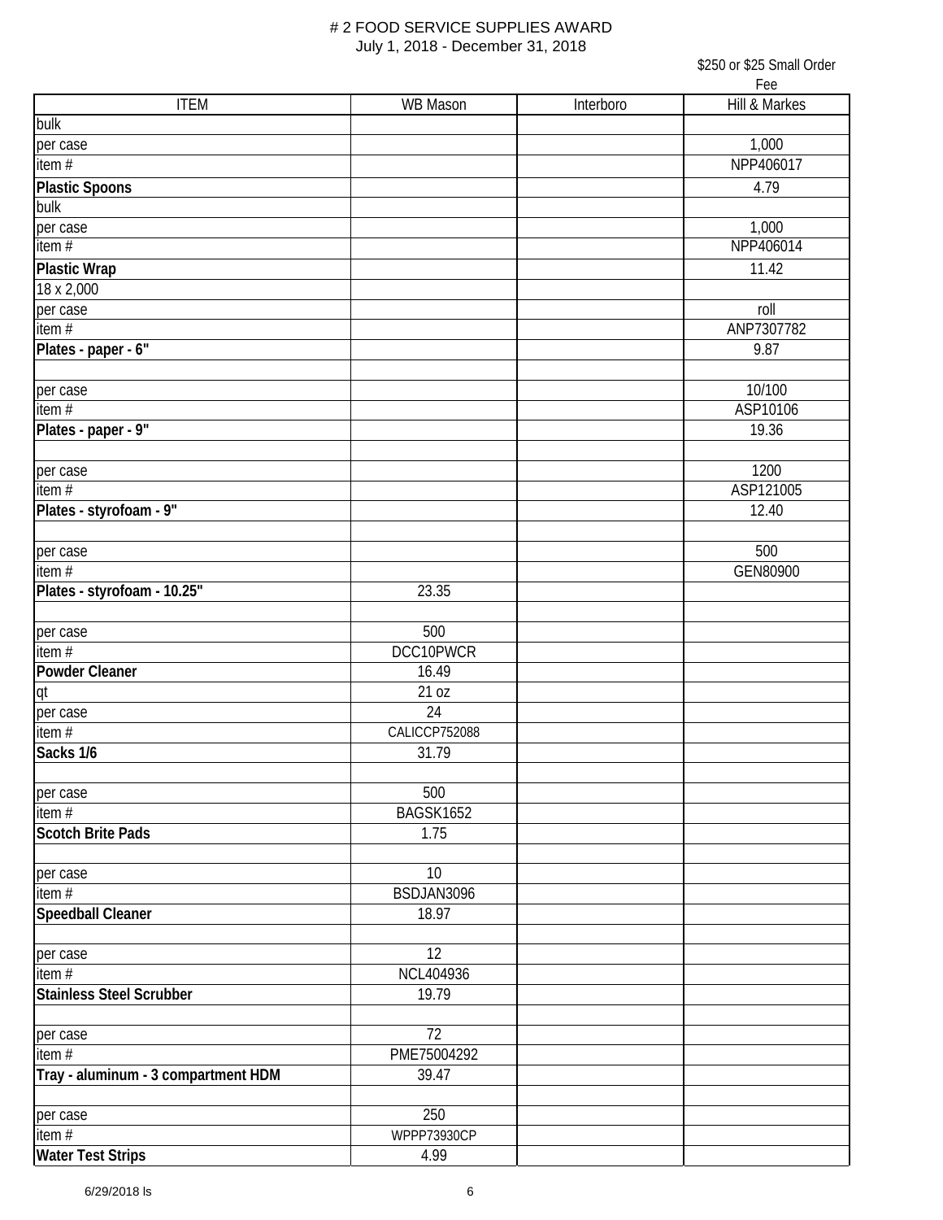# # 2 FOOD SERVICE SUPPLIES AWARD

July 1, 2018 - December 31, 2018

| ITEM | WB Mason | Interboro | Hill & Markes<br>$250 or $25 Small Order Fee |
|---|---|---|---|
| bulk | | | |
| per case | | | 1,000 |
| item # | | | NPP406017 |
| **Plastic Spoons** | | | 4.79 |
| bulk | | | |
| per case | | | 1,000 |
| item # | | | NPP406014 |
| **Plastic Wrap** | | | 11.42 |
| 18 x 2,000 | | | |
| per case | | | roll |
| item # | | | ANP7307782 |
| **Plates - paper - 6"** | | | 9.87 |
| | | | |
| per case | | | 10/100 |
| item # | | | ASP10106 |
| **Plates - paper - 9"** | | | 19.36 |
| | | | |
| per case | | | 1200 |
| item # | | | ASP121005 |
| **Plates - styrofoam - 9"** | | | 12.40 |
| | | | |
| per case | | | 500 |
| item # | | | GEN80900 |
| **Plates - styrofoam - 10.25"** | 23.35 | | |
| | | | |
| per case | 500 | | |
| item # | DCC10PWCR | | |
| **Powder Cleaner** | 16.49 | | |
| qt | 21 oz | | |
| per case | 24 | | |
| item # | CALICCP752088 | | |
| **Sacks 1/6** | 31.79 | | |
| | | | |
| per case | 500 | | |
| item # | BAGSK1652 | | |
| **Scotch Brite Pads** | 1.75 | | |
| | | | |
| per case | 10 | | |
| item # | BSDJAN3096 | | |
| **Speedball Cleaner** | 18.97 | | |
| | | | |
| per case | 12 | | |
| item # | NCL404936 | | |
| **Stainless Steel Scrubber** | 19.79 | | |
| | | | |
| per case | 72 | | |
| item # | PME75004292 | | |
| **Tray - aluminum - 3 compartment HDM** | 39.47 | | |
| | | | |
| per case | 250 | | |
| item # | WPPP73930CP | | |
| **Water Test Strips** | 4.99 | | |

6/29/2018 ls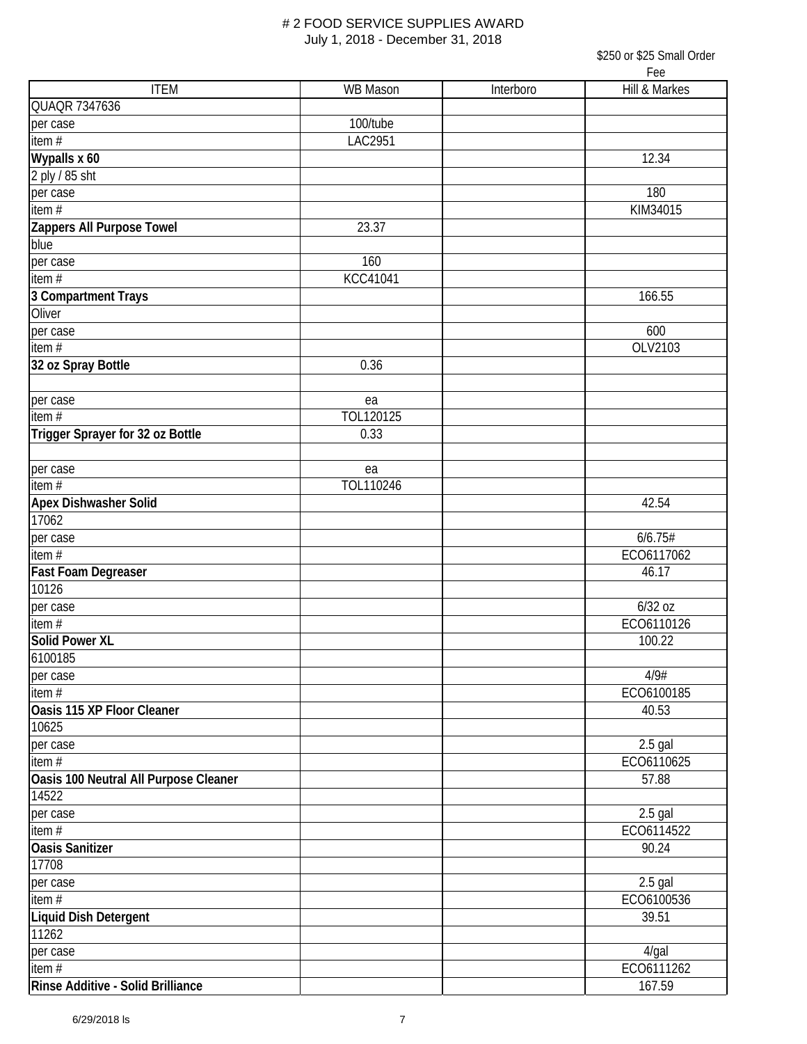# # 2 FOOD SERVICE SUPPLIES AWARD

July 1, 2018 - December 31, 2018

| ITEM | WB Mason | Interboro | Hill & Markes<br>$250 or $25 Small Order Fee |
|---|---|---|---|
| QUAQR 7347636 | | | |
| per case | 100/tube | | |
| item # | LAC2951 | | |
| **Wypalls x 60** | | | 12.34 |
| 2 ply / 85 sht | | | |
| per case | | | 180 |
| item # | | | KIM34015 |
| **Zappers All Purpose Towel** | 23.37 | | |
| blue | | | |
| per case | 160 | | |
| item # | KCC41041 | | |
| **3 Compartment Trays** | | | 166.55 |
| Oliver | | | |
| per case | | | 600 |
| item # | | | OLV2103 |
| **32 oz Spray Bottle** | 0.36 | | |
| | | | |
| per case | ea | | |
| item # | TOL120125 | | |
| **Trigger Sprayer for 32 oz Bottle** | 0.33 | | |
| | | | |
| per case | ea | | |
| item # | TOL110246 | | |
| **Apex Dishwasher Solid** | | | 42.54 |
| 17062 | | | |
| per case | | | 6/6.75# |
| item # | | | ECO6117062 |
| **Fast Foam Degreaser** | | | 46.17 |
| 10126 | | | |
| per case | | | 6/32 oz |
| item # | | | ECO6110126 |
| **Solid Power XL** | | | 100.22 |
| 6100185 | | | |
| per case | | | 4/9# |
| item # | | | ECO6100185 |
| **Oasis 115 XP Floor Cleaner** | | | 40.53 |
| 10625 | | | |
| per case | | | 2.5 gal |
| item # | | | ECO6110625 |
| **Oasis 100 Neutral All Purpose Cleaner** | | | 57.88 |
| 14522 | | | |
| per case | | | 2.5 gal |
| item # | | | ECO6114522 |
| **Oasis Sanitizer** | | | 90.24 |
| 17708 | | | |
| per case | | | 2.5 gal |
| item # | | | ECO6100536 |
| **Liquid Dish Detergent** | | | 39.51 |
| 11262 | | | |
| per case | | | 4/gal |
| item # | | | ECO6111262 |
| **Rinse Additive - Solid Brilliance** | | | 167.59 |

6/29/2018 ls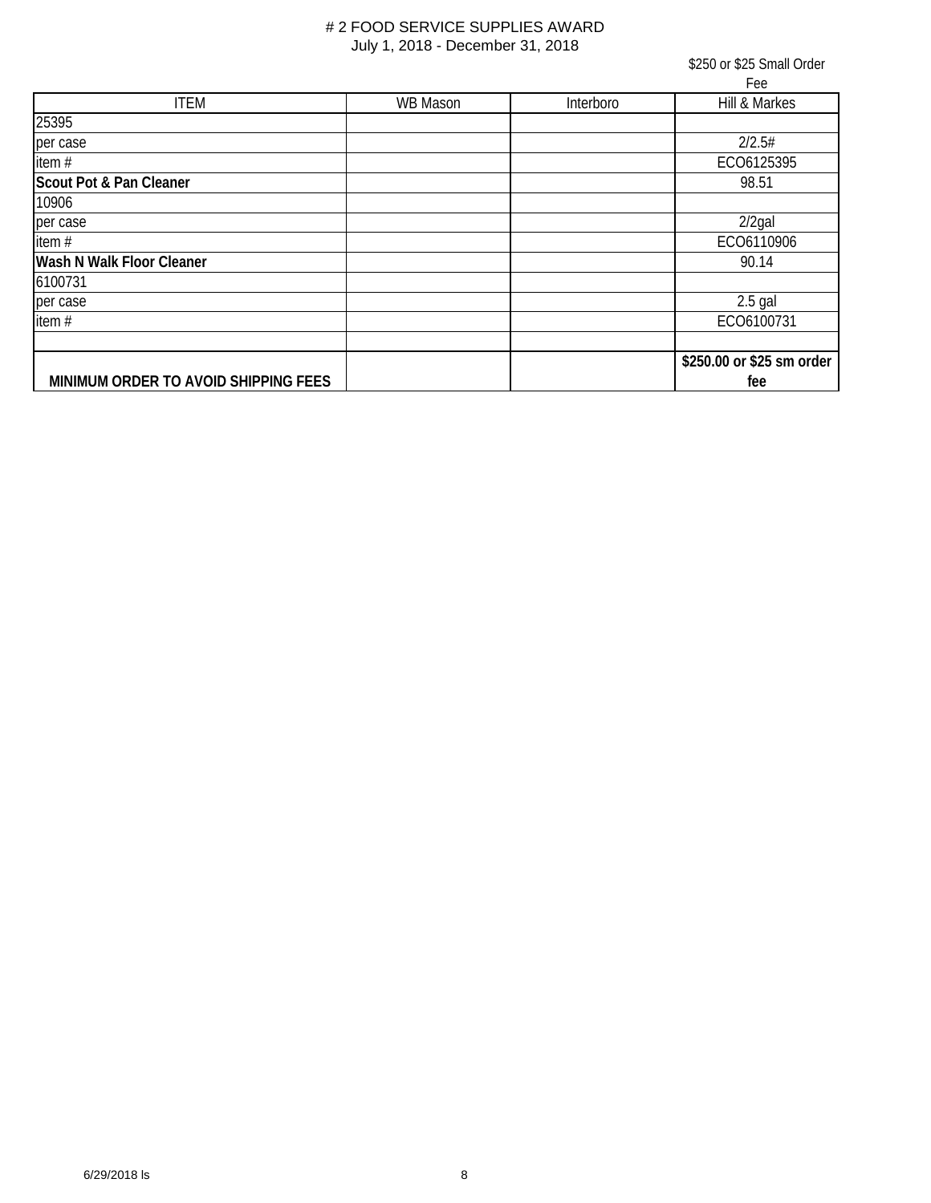# 2 FOOD SERVICE SUPPLIES AWARD
July 1, 2018 - December 31, 2018

| ITEM | WB Mason | Interboro | $250 or $25 Small Order Fee<br>Hill & Markes |
|---|---|---|---|
| 25395 | | | |
| per case | | | 2/2.5# |
| item # | | | ECO6125395 |
| **Scout Pot & Pan Cleaner** | | | 98.51 |
| 10906 | | | |
| per case | | | 2/2gal |
| item # | | | ECO6110906 |
| **Wash N Walk Floor Cleaner** | | | 90.14 |
| 6100731 | | | |
| per case | | | 2.5 gal |
| item # | | | ECO6100731 |
| | | | |
| **MINIMUM ORDER TO AVOID SHIPPING FEES** | | | **$250.00 or $25 sm order fee** |

6/29/2018 ls